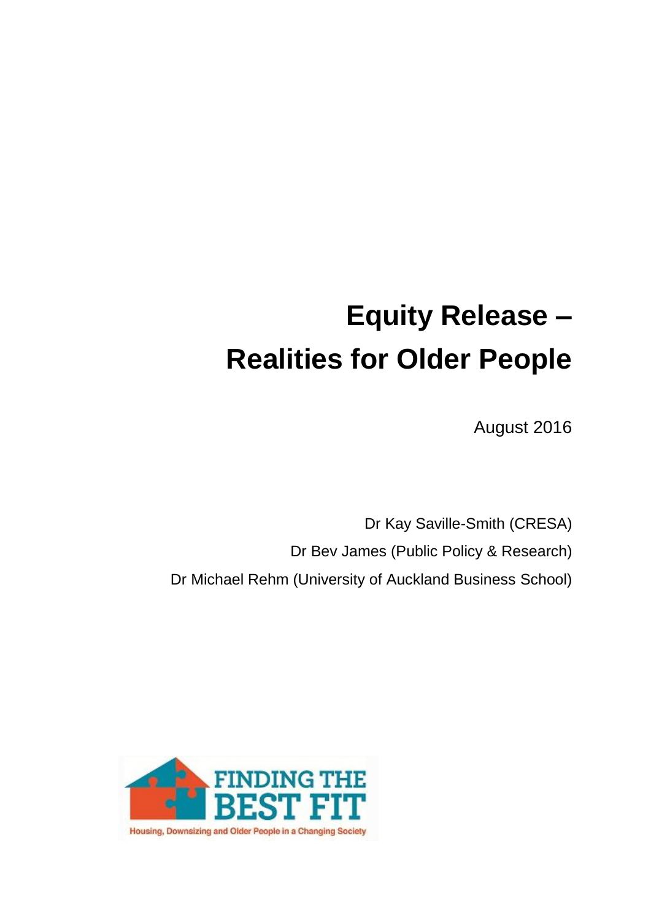# Equity Release – Realities for Older People

August 2016

Dr Kay Saville-Smith (CRESA)

Dr Bev James (Public Policy & Research)

Dr Michael Rehm (University of Auckland Business School)

FINDING THE BEST FIT

Housing, Downsizing and Older People in a Changing Society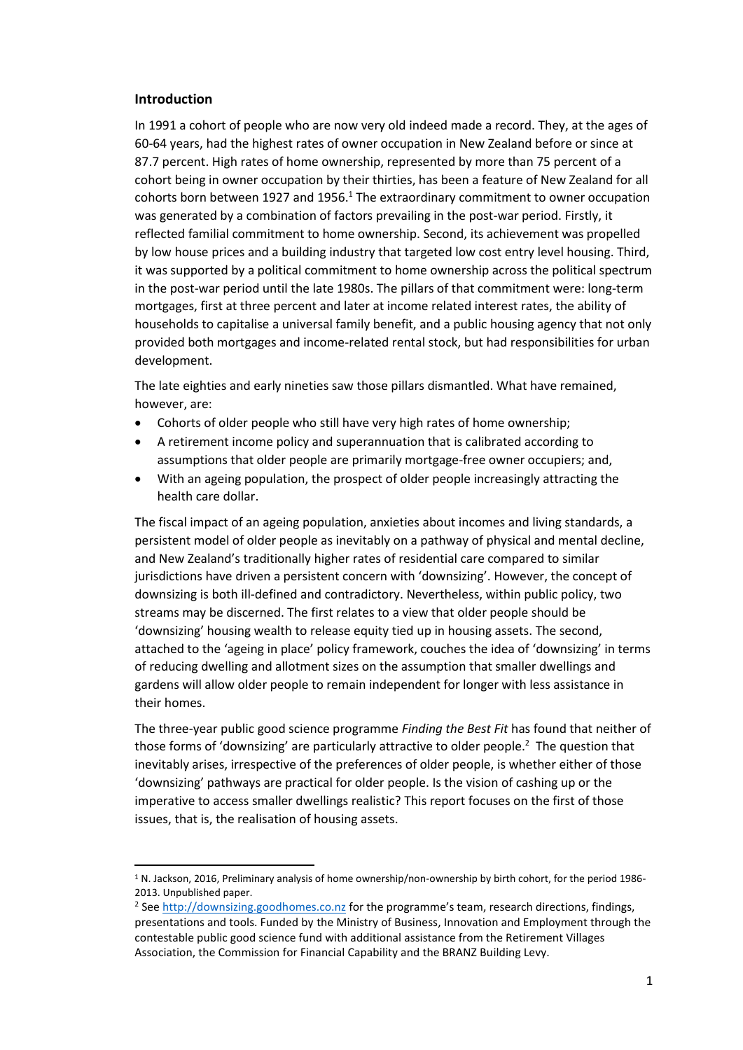## Introduction

In 1991 a cohort of people who are now very old indeed made a record. They, at the ages of 60-64 years, had the highest rates of owner occupation in New Zealand before or since at 87.7 percent. High rates of home ownership, represented by more than 75 percent of a cohort being in owner occupation by their thirties, has been a feature of New Zealand for all cohorts born between 1927 and 1956.[1] The extraordinary commitment to owner occupation was generated by a combination of factors prevailing in the post-war period. Firstly, it reflected familial commitment to home ownership. Second, its achievement was propelled by low house prices and a building industry that targeted low cost entry level housing. Third, it was supported by a political commitment to home ownership across the political spectrum in the post-war period until the late 1980s. The pillars of that commitment were: long-term mortgages, first at three percent and later at income related interest rates, the ability of households to capitalise a universal family benefit, and a public housing agency that not only provided both mortgages and income-related rental stock, but had responsibilities for urban development.

The late eighties and early nineties saw those pillars dismantled. What have remained, however, are:

- Cohorts of older people who still have very high rates of home ownership;
- A retirement income policy and superannuation that is calibrated according to assumptions that older people are primarily mortgage-free owner occupiers; and,
- With an ageing population, the prospect of older people increasingly attracting the health care dollar.

The fiscal impact of an ageing population, anxieties about incomes and living standards, a persistent model of older people as inevitably on a pathway of physical and mental decline, and New Zealand's traditionally higher rates of residential care compared to similar jurisdictions have driven a persistent concern with 'downsizing'. However, the concept of downsizing is both ill-defined and contradictory. Nevertheless, within public policy, two streams may be discerned. The first relates to a view that older people should be 'downsizing' housing wealth to release equity tied up in housing assets. The second, attached to the 'ageing in place' policy framework, couches the idea of 'downsizing' in terms of reducing dwelling and allotment sizes on the assumption that smaller dwellings and gardens will allow older people to remain independent for longer with less assistance in their homes.

The three-year public good science programme *Finding the Best Fit* has found that neither of those forms of 'downsizing' are particularly attractive to older people.[2] The question that inevitably arises, irrespective of the preferences of older people, is whether either of those 'downsizing' pathways are practical for older people. Is the vision of cashing up or the imperative to access smaller dwellings realistic? This report focuses on the first of those issues, that is, the realisation of housing assets.

---

[1] N. Jackson, 2016, Preliminary analysis of home ownership/non-ownership by birth cohort, for the period 1986-2013. Unpublished paper.

[2] See http://downsizing.goodhomes.co.nz for the programme's team, research directions, findings, presentations and tools. Funded by the Ministry of Business, Innovation and Employment through the contestable public good science fund with additional assistance from the Retirement Villages Association, the Commission for Financial Capability and the BRANZ Building Levy.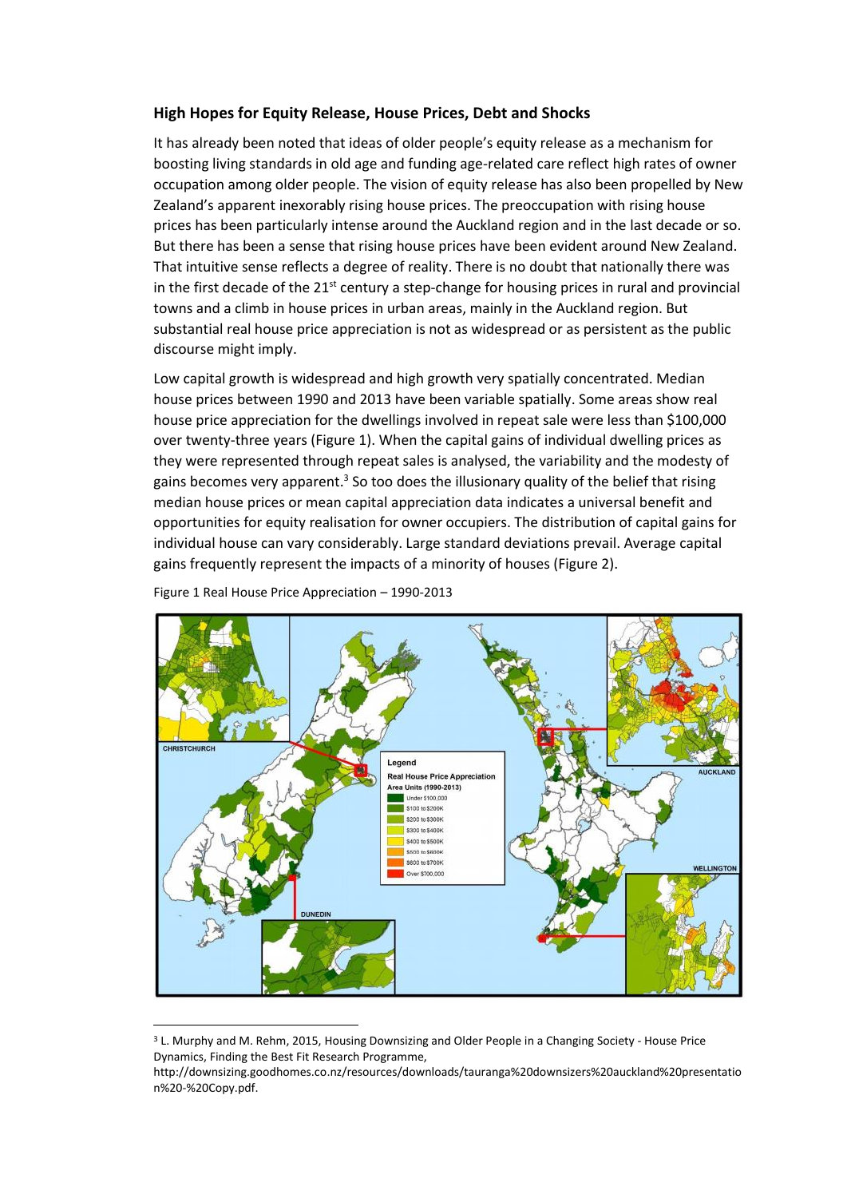### High Hopes for Equity Release, House Prices, Debt and Shocks

It has already been noted that ideas of older people's equity release as a mechanism for boosting living standards in old age and funding age-related care reflect high rates of owner occupation among older people. The vision of equity release has also been propelled by New Zealand's apparent inexorably rising house prices. The preoccupation with rising house prices has been particularly intense around the Auckland region and in the last decade or so. But there has been a sense that rising house prices have been evident around New Zealand. That intuitive sense reflects a degree of reality. There is no doubt that nationally there was in the first decade of the 21st century a step-change for housing prices in rural and provincial towns and a climb in house prices in urban areas, mainly in the Auckland region. But substantial real house price appreciation is not as widespread or as persistent as the public discourse might imply.

Low capital growth is widespread and high growth very spatially concentrated. Median house prices between 1990 and 2013 have been variable spatially. Some areas show real house price appreciation for the dwellings involved in repeat sale were less than $100,000 over twenty-three years (Figure 1). When the capital gains of individual dwelling prices as they were represented through repeat sales is analysed, the variability and the modesty of gains becomes very apparent.[3] So too does the illusionary quality of the belief that rising median house prices or mean capital appreciation data indicates a universal benefit and opportunities for equity realisation for owner occupiers. The distribution of capital gains for individual house can vary considerably. Large standard deviations prevail. Average capital gains frequently represent the impacts of a minority of houses (Figure 2).

Figure 1 Real House Price Appreciation – 1990-2013

[3] L. Murphy and M. Rehm, 2015, Housing Downsizing and Older People in a Changing Society - House Price Dynamics, Finding the Best Fit Research Programme, http://downsizing.goodhomes.co.nz/resources/downloads/tauranga%20downsizers%20auckland%20presentation%20-%20Copy.pdf.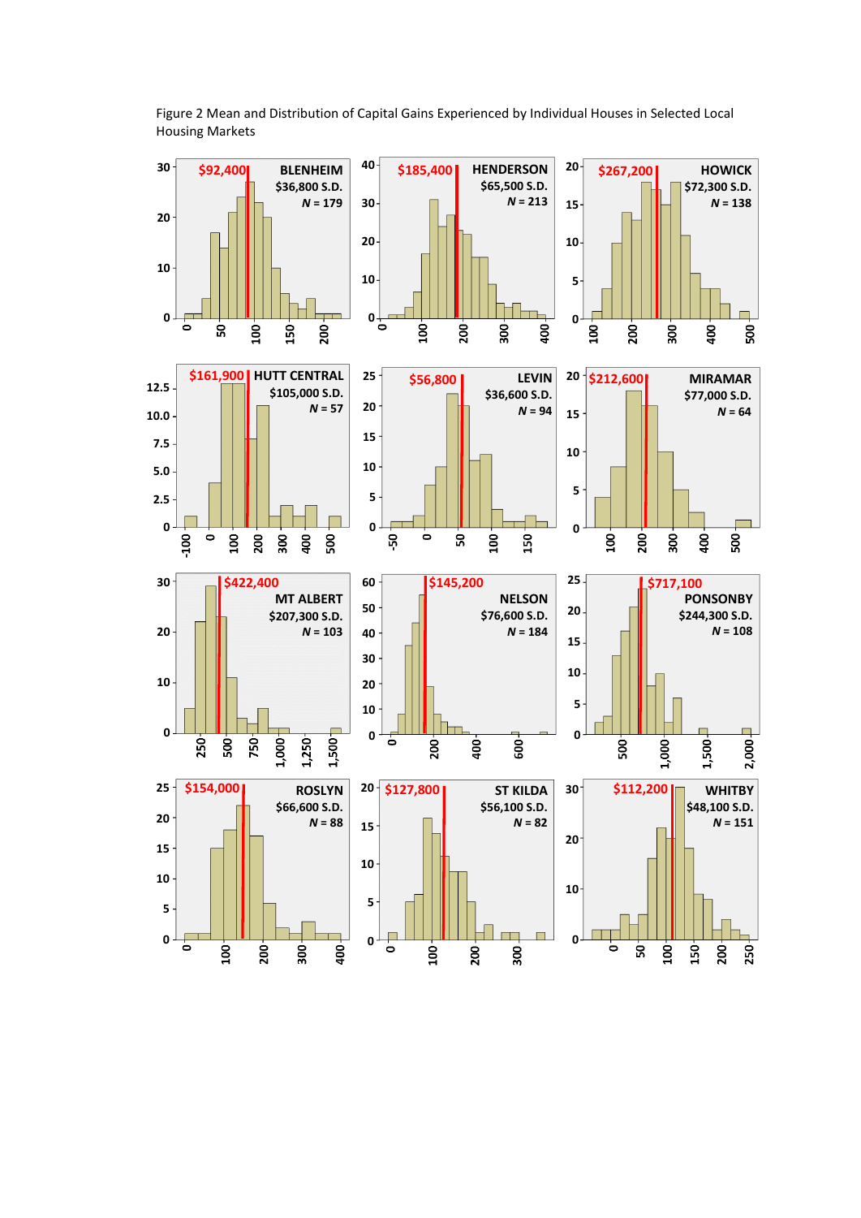Figure 2 Mean and Distribution of Capital Gains Experienced by Individual Houses in Selected Local Housing Markets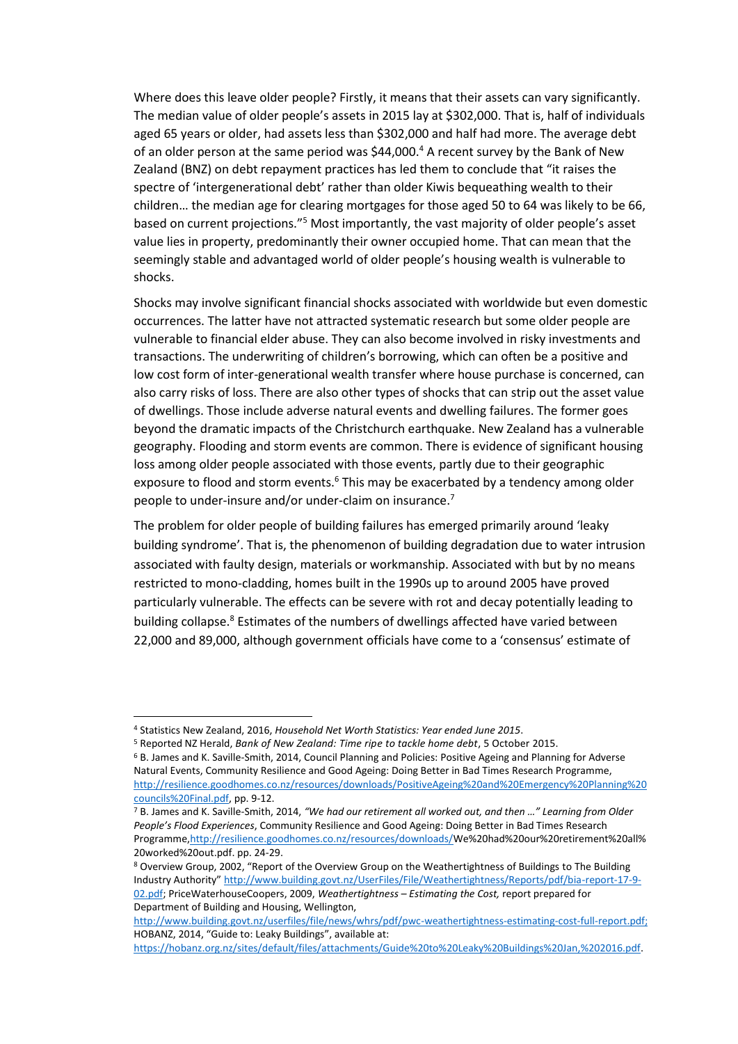Where does this leave older people? Firstly, it means that their assets can vary significantly. The median value of older people's assets in 2015 lay at $302,000. That is, half of individuals aged 65 years or older, had assets less than $302,000 and half had more. The average debt of an older person at the same period was $44,000.[4] A recent survey by the Bank of New Zealand (BNZ) on debt repayment practices has led them to conclude that "it raises the spectre of 'intergenerational debt' rather than older Kiwis bequeathing wealth to their children… the median age for clearing mortgages for those aged 50 to 64 was likely to be 66, based on current projections."[5] Most importantly, the vast majority of older people's asset value lies in property, predominantly their owner occupied home. That can mean that the seemingly stable and advantaged world of older people's housing wealth is vulnerable to shocks.

Shocks may involve significant financial shocks associated with worldwide but even domestic occurrences. The latter have not attracted systematic research but some older people are vulnerable to financial elder abuse. They can also become involved in risky investments and transactions. The underwriting of children's borrowing, which can often be a positive and low cost form of inter-generational wealth transfer where house purchase is concerned, can also carry risks of loss. There are also other types of shocks that can strip out the asset value of dwellings. Those include adverse natural events and dwelling failures. The former goes beyond the dramatic impacts of the Christchurch earthquake. New Zealand has a vulnerable geography. Flooding and storm events are common. There is evidence of significant housing loss among older people associated with those events, partly due to their geographic exposure to flood and storm events.[6] This may be exacerbated by a tendency among older people to under-insure and/or under-claim on insurance.[7]

The problem for older people of building failures has emerged primarily around 'leaky building syndrome'. That is, the phenomenon of building degradation due to water intrusion associated with faulty design, materials or workmanship. Associated with but by no means restricted to mono-cladding, homes built in the 1990s up to around 2005 have proved particularly vulnerable. The effects can be severe with rot and decay potentially leading to building collapse.[8] Estimates of the numbers of dwellings affected have varied between 22,000 and 89,000, although government officials have come to a 'consensus' estimate of

---

[4] Statistics New Zealand, 2016, *Household Net Worth Statistics: Year ended June 2015*.

[5] Reported NZ Herald, *Bank of New Zealand: Time ripe to tackle home debt*, 5 October 2015.

[6] B. James and K. Saville-Smith, 2014, Council Planning and Policies: Positive Ageing and Planning for Adverse Natural Events, Community Resilience and Good Ageing: Doing Better in Bad Times Research Programme, http://resilience.goodhomes.co.nz/resources/downloads/PositiveAgeing%20and%20Emergency%20Planning%20councils%20Final.pdf, pp. 9-12.

[7] B. James and K. Saville-Smith, 2014, *"We had our retirement all worked out, and then …" Learning from Older People's Flood Experiences*, Community Resilience and Good Ageing: Doing Better in Bad Times Research Programme, http://resilience.goodhomes.co.nz/resources/downloads/We%20had%20our%20retirement%20all%20worked%20out.pdf. pp. 24-29.

[8] Overview Group, 2002, "Report of the Overview Group on the Weathertightness of Buildings to The Building Industry Authority" http://www.building.govt.nz/UserFiles/File/Weathertightness/Reports/pdf/bia-report-17-9-02.pdf; PriceWaterhouseCoopers, 2009, *Weathertightness – Estimating the Cost,* report prepared for Department of Building and Housing, Wellington, http://www.building.govt.nz/userfiles/file/news/whrs/pdf/pwc-weathertightness-estimating-cost-full-report.pdf; HOBANZ, 2014, "Guide to: Leaky Buildings", available at: https://hobanz.org.nz/sites/default/files/attachments/Guide%20to%20Leaky%20Buildings%20Jan,%202016.pdf.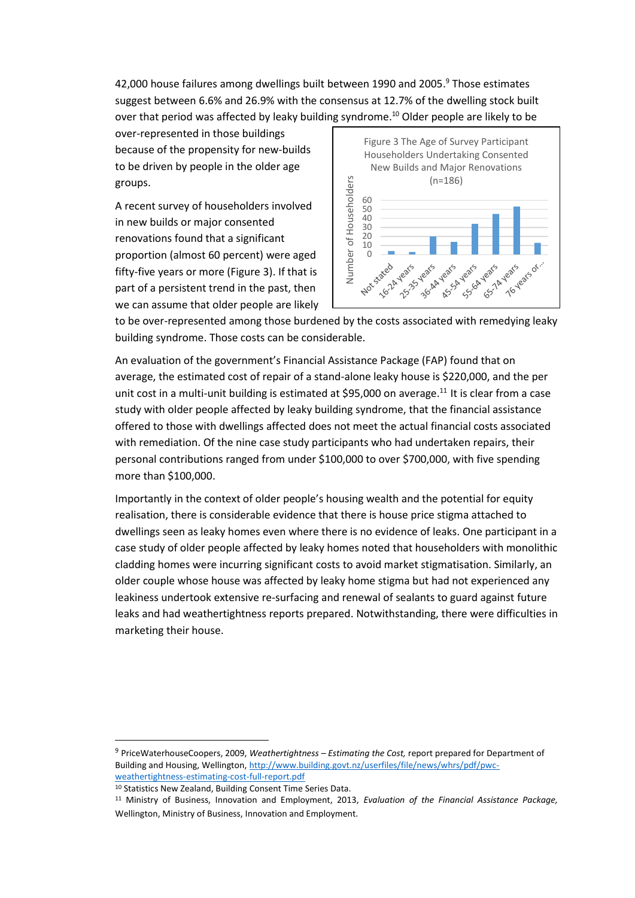42,000 house failures among dwellings built between 1990 and 2005.[9] Those estimates suggest between 6.6% and 26.9% with the consensus at 12.7% of the dwelling stock built over that period was affected by leaky building syndrome.[10] Older people are likely to be over-represented in those buildings because of the propensity for new-builds to be driven by people in the older age groups.

A recent survey of householders involved in new builds or major consented renovations found that a significant proportion (almost 60 percent) were aged fifty-five years or more (Figure 3). If that is part of a persistent trend in the past, then we can assume that older people are likely to be over-represented among those burdened by the costs associated with remedying leaky building syndrome. Those costs can be considerable.

Figure 3 The Age of Survey Participant Householders Undertaking Consented New Builds and Major Renovations (n=186)

An evaluation of the government's Financial Assistance Package (FAP) found that on average, the estimated cost of repair of a stand-alone leaky house is $220,000, and the per unit cost in a multi-unit building is estimated at $95,000 on average.[11] It is clear from a case study with older people affected by leaky building syndrome, that the financial assistance offered to those with dwellings affected does not meet the actual financial costs associated with remediation. Of the nine case study participants who had undertaken repairs, their personal contributions ranged from under $100,000 to over $700,000, with five spending more than $100,000.

Importantly in the context of older people's housing wealth and the potential for equity realisation, there is considerable evidence that there is house price stigma attached to dwellings seen as leaky homes even where there is no evidence of leaks. One participant in a case study of older people affected by leaky homes noted that householders with monolithic cladding homes were incurring significant costs to avoid market stigmatisation. Similarly, an older couple whose house was affected by leaky home stigma but had not experienced any leakiness undertook extensive re-surfacing and renewal of sealants to guard against future leaks and had weathertightness reports prepared. Notwithstanding, there were difficulties in marketing their house.

---

[9] PriceWaterhouseCoopers, 2009, *Weathertightness – Estimating the Cost,* report prepared for Department of Building and Housing, Wellington, http://www.building.govt.nz/userfiles/file/news/whrs/pdf/pwc-weathertightness-estimating-cost-full-report.pdf

[10] Statistics New Zealand, Building Consent Time Series Data.

[11] Ministry of Business, Innovation and Employment, 2013, *Evaluation of the Financial Assistance Package,* Wellington, Ministry of Business, Innovation and Employment.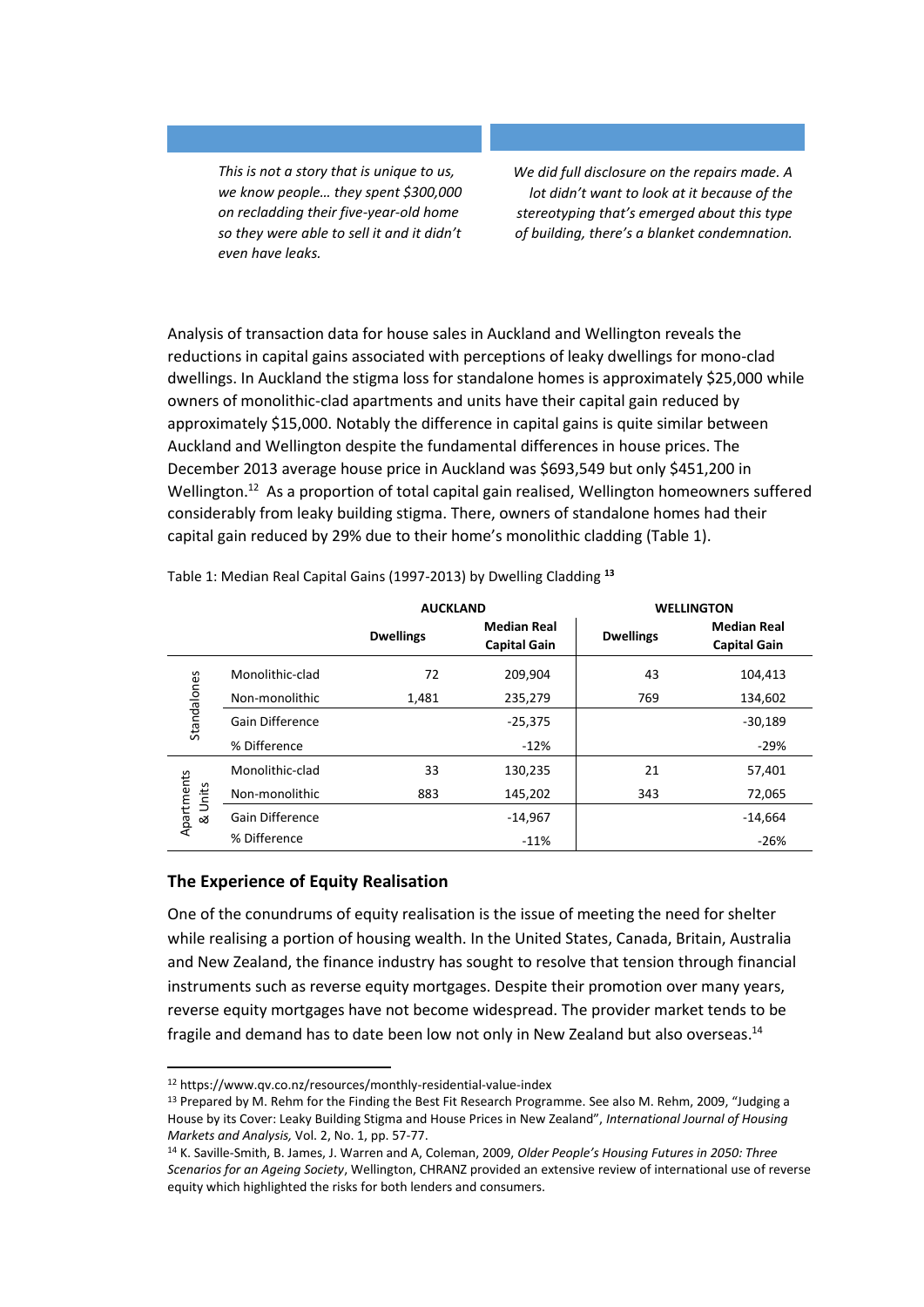*This is not a story that is unique to us, we know people… they spent $300,000 on recladding their five-year-old home so they were able to sell it and it didn't even have leaks.*

*We did full disclosure on the repairs made. A lot didn't want to look at it because of the stereotyping that's emerged about this type of building, there's a blanket condemnation.*

Analysis of transaction data for house sales in Auckland and Wellington reveals the reductions in capital gains associated with perceptions of leaky dwellings for mono-clad dwellings. In Auckland the stigma loss for standalone homes is approximately $25,000 while owners of monolithic-clad apartments and units have their capital gain reduced by approximately $15,000. Notably the difference in capital gains is quite similar between Auckland and Wellington despite the fundamental differences in house prices. The December 2013 average house price in Auckland was $693,549 but only $451,200 in Wellington.[12] As a proportion of total capital gain realised, Wellington homeowners suffered considerably from leaky building stigma. There, owners of standalone homes had their capital gain reduced by 29% due to their home's monolithic cladding (Table 1).

Table 1: Median Real Capital Gains (1997-2013) by Dwelling Cladding [13]

| | | AUCKLAND | | WELLINGTON | |
|---|---|---|---|---|---|
| | | Dwellings | Median Real Capital Gain | Dwellings | Median Real Capital Gain |
| Standalones | Monolithic-clad | 72 | 209,904 | 43 | 104,413 |
| | Non-monolithic | 1,481 | 235,279 | 769 | 134,602 |
| | Gain Difference | | -25,375 | | -30,189 |
| | % Difference | | -12% | | -29% |
| Apartments & Units | Monolithic-clad | 33 | 130,235 | 21 | 57,401 |
| | Non-monolithic | 883 | 145,202 | 343 | 72,065 |
| | Gain Difference | | -14,967 | | -14,664 |
| | % Difference | | -11% | | -26% |

## The Experience of Equity Realisation

One of the conundrums of equity realisation is the issue of meeting the need for shelter while realising a portion of housing wealth. In the United States, Canada, Britain, Australia and New Zealand, the finance industry has sought to resolve that tension through financial instruments such as reverse equity mortgages. Despite their promotion over many years, reverse equity mortgages have not become widespread. The provider market tends to be fragile and demand has to date been low not only in New Zealand but also overseas.[14]

---

[12] https://www.qv.co.nz/resources/monthly-residential-value-index

[13] Prepared by M. Rehm for the Finding the Best Fit Research Programme. See also M. Rehm, 2009, "Judging a House by its Cover: Leaky Building Stigma and House Prices in New Zealand", *International Journal of Housing Markets and Analysis,* Vol. 2, No. 1, pp. 57-77.

[14] K. Saville-Smith, B. James, J. Warren and A, Coleman, 2009, *Older People's Housing Futures in 2050: Three Scenarios for an Ageing Society*, Wellington, CHRANZ provided an extensive review of international use of reverse equity which highlighted the risks for both lenders and consumers.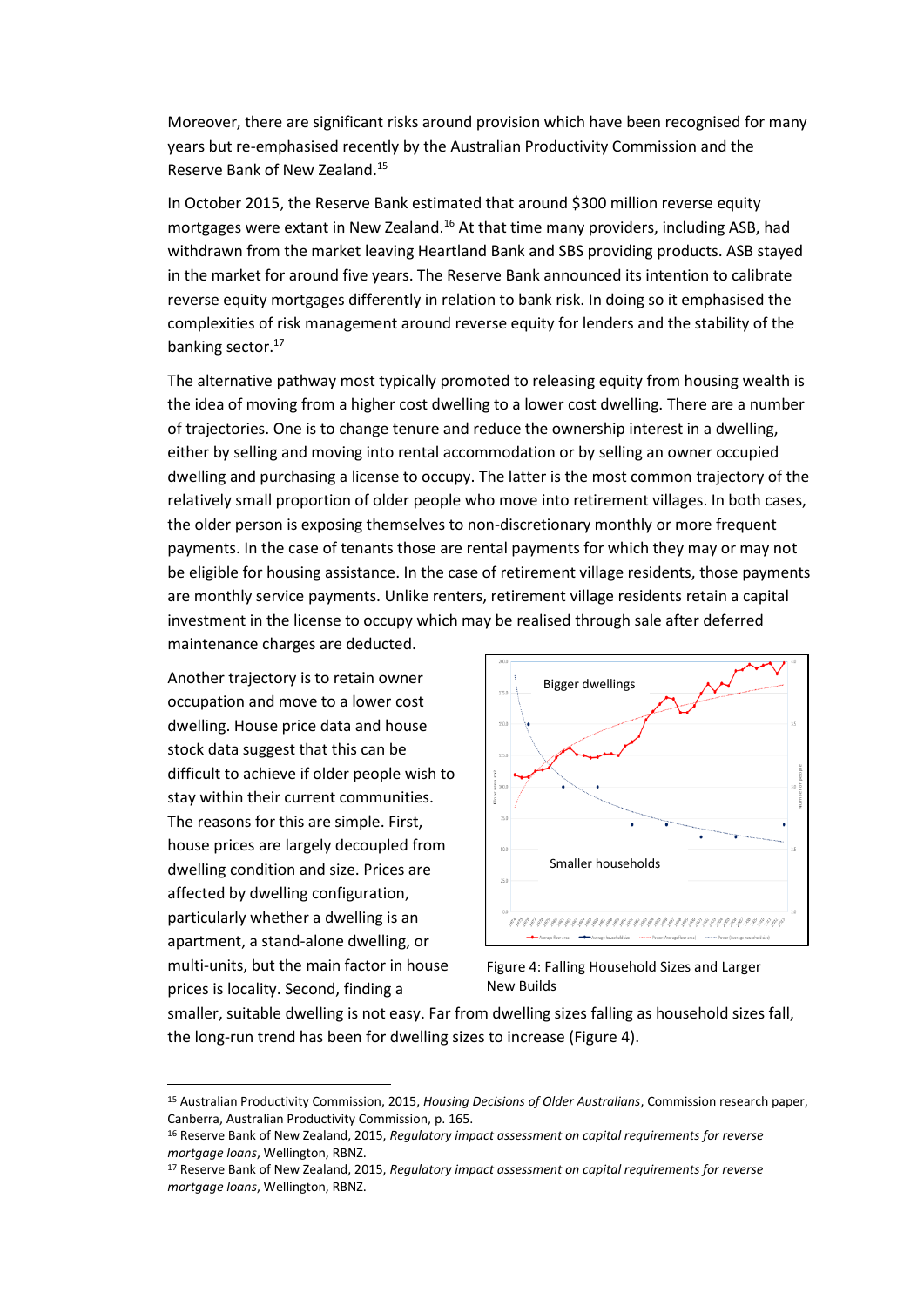Moreover, there are significant risks around provision which have been recognised for many years but re-emphasised recently by the Australian Productivity Commission and the Reserve Bank of New Zealand.[15]

In October 2015, the Reserve Bank estimated that around $300 million reverse equity mortgages were extant in New Zealand.[16] At that time many providers, including ASB, had withdrawn from the market leaving Heartland Bank and SBS providing products. ASB stayed in the market for around five years. The Reserve Bank announced its intention to calibrate reverse equity mortgages differently in relation to bank risk. In doing so it emphasised the complexities of risk management around reverse equity for lenders and the stability of the banking sector.[17]

The alternative pathway most typically promoted to releasing equity from housing wealth is the idea of moving from a higher cost dwelling to a lower cost dwelling. There are a number of trajectories. One is to change tenure and reduce the ownership interest in a dwelling, either by selling and moving into rental accommodation or by selling an owner occupied dwelling and purchasing a license to occupy. The latter is the most common trajectory of the relatively small proportion of older people who move into retirement villages. In both cases, the older person is exposing themselves to non-discretionary monthly or more frequent payments. In the case of tenants those are rental payments for which they may or may not be eligible for housing assistance. In the case of retirement village residents, those payments are monthly service payments. Unlike renters, retirement village residents retain a capital investment in the license to occupy which may be realised through sale after deferred maintenance charges are deducted.

Another trajectory is to retain owner occupation and move to a lower cost dwelling. House price data and house stock data suggest that this can be difficult to achieve if older people wish to stay within their current communities. The reasons for this are simple. First, house prices are largely decoupled from dwelling condition and size. Prices are affected by dwelling configuration, particularly whether a dwelling is an apartment, a stand-alone dwelling, or multi-units, but the main factor in house prices is locality. Second, finding a smaller, suitable dwelling is not easy. Far from dwelling sizes falling as household sizes fall, the long-run trend has been for dwelling sizes to increase (Figure 4).

Figure 4: Falling Household Sizes and Larger New Builds

---

[15] Australian Productivity Commission, 2015, *Housing Decisions of Older Australians*, Commission research paper, Canberra, Australian Productivity Commission, p. 165.

[16] Reserve Bank of New Zealand, 2015, *Regulatory impact assessment on capital requirements for reverse mortgage loans*, Wellington, RBNZ.

[17] Reserve Bank of New Zealand, 2015, *Regulatory impact assessment on capital requirements for reverse mortgage loans*, Wellington, RBNZ.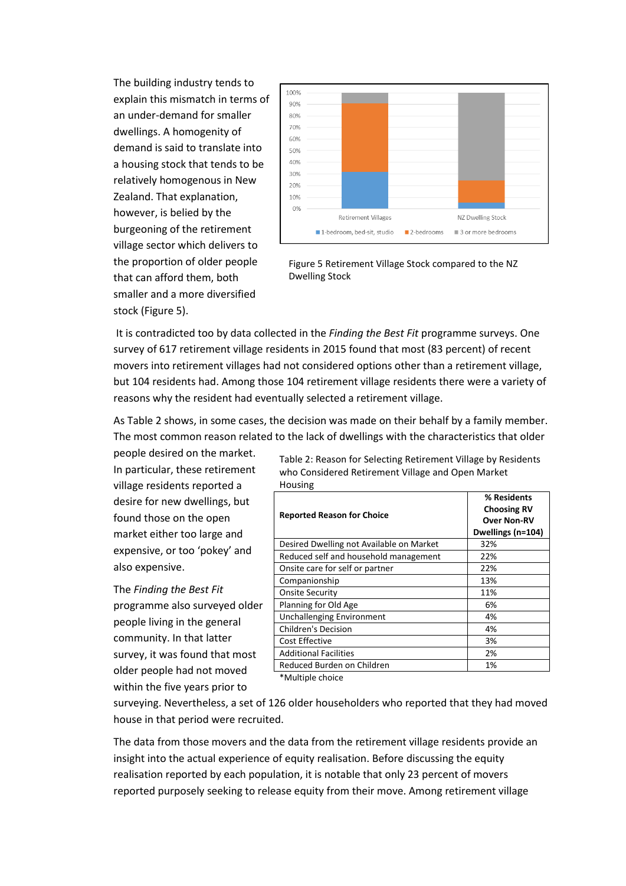The building industry tends to explain this mismatch in terms of an under-demand for smaller dwellings. A homogenity of demand is said to translate into a housing stock that tends to be relatively homogenous in New Zealand. That explanation, however, is belied by the burgeoning of the retirement village sector which delivers to the proportion of older people that can afford them, both smaller and a more diversified stock (Figure 5).

Figure 5 Retirement Village Stock compared to the NZ Dwelling Stock

It is contradicted too by data collected in the *Finding the Best Fit* programme surveys. One survey of 617 retirement village residents in 2015 found that most (83 percent) of recent movers into retirement villages had not considered options other than a retirement village, but 104 residents had. Among those 104 retirement village residents there were a variety of reasons why the resident had eventually selected a retirement village.

As Table 2 shows, in some cases, the decision was made on their behalf by a family member. The most common reason related to the lack of dwellings with the characteristics that older people desired on the market. In particular, these retirement village residents reported a desire for new dwellings, but found those on the open market either too large and expensive, or too 'pokey' and also expensive.

Table 2: Reason for Selecting Retirement Village by Residents who Considered Retirement Village and Open Market Housing

| Reported Reason for Choice | % Residents Choosing RV Over Non-RV Dwellings (n=104) |
|---|---|
| Desired Dwelling not Available on Market | 32% |
| Reduced self and household management | 22% |
| Onsite care for self or partner | 22% |
| Companionship | 13% |
| Onsite Security | 11% |
| Planning for Old Age | 6% |
| Unchallenging Environment | 4% |
| Children's Decision | 4% |
| Cost Effective | 3% |
| Additional Facilities | 2% |
| Reduced Burden on Children | 1% |

*Multiple choice

The *Finding the Best Fit* programme also surveyed older people living in the general community. In that latter survey, it was found that most older people had not moved within the five years prior to surveying. Nevertheless, a set of 126 older householders who reported that they had moved house in that period were recruited.

The data from those movers and the data from the retirement village residents provide an insight into the actual experience of equity realisation. Before discussing the equity realisation reported by each population, it is notable that only 23 percent of movers reported purposely seeking to release equity from their move. Among retirement village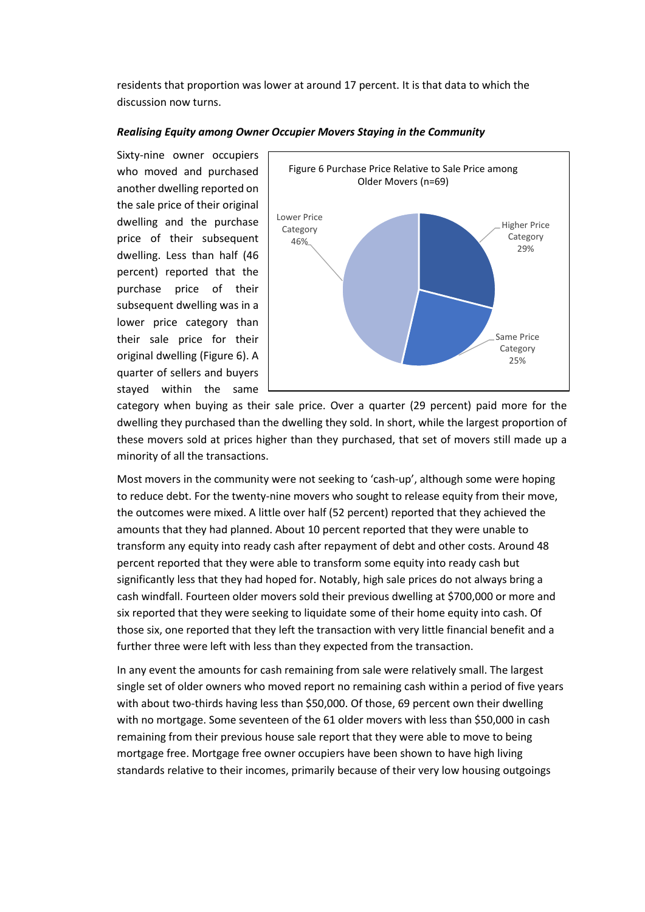residents that proportion was lower at around 17 percent. It is that data to which the discussion now turns.

***Realising Equity among Owner Occupier Movers Staying in the Community***

Sixty-nine owner occupiers who moved and purchased another dwelling reported on the sale price of their original dwelling and the purchase price of their subsequent dwelling. Less than half (46 percent) reported that the purchase price of their subsequent dwelling was in a lower price category than their sale price for their original dwelling (Figure 6). A quarter of sellers and buyers stayed within the same category when buying as their sale price. Over a quarter (29 percent) paid more for the dwelling they purchased than the dwelling they sold. In short, while the largest proportion of these movers sold at prices higher than they purchased, that set of movers still made up a minority of all the transactions.

Figure 6 Purchase Price Relative to Sale Price among Older Movers (n=69)

| Category | Percent |
|---|---|
| Lower Price Category | 46% |
| Higher Price Category | 29% |
| Same Price Category | 25% |

Most movers in the community were not seeking to 'cash-up', although some were hoping to reduce debt. For the twenty-nine movers who sought to release equity from their move, the outcomes were mixed. A little over half (52 percent) reported that they achieved the amounts that they had planned. About 10 percent reported that they were unable to transform any equity into ready cash after repayment of debt and other costs. Around 48 percent reported that they were able to transform some equity into ready cash but significantly less that they had hoped for. Notably, high sale prices do not always bring a cash windfall. Fourteen older movers sold their previous dwelling at $700,000 or more and six reported that they were seeking to liquidate some of their home equity into cash. Of those six, one reported that they left the transaction with very little financial benefit and a further three were left with less than they expected from the transaction.

In any event the amounts for cash remaining from sale were relatively small. The largest single set of older owners who moved report no remaining cash within a period of five years with about two-thirds having less than $50,000. Of those, 69 percent own their dwelling with no mortgage. Some seventeen of the 61 older movers with less than $50,000 in cash remaining from their previous house sale report that they were able to move to being mortgage free. Mortgage free owner occupiers have been shown to have high living standards relative to their incomes, primarily because of their very low housing outgoings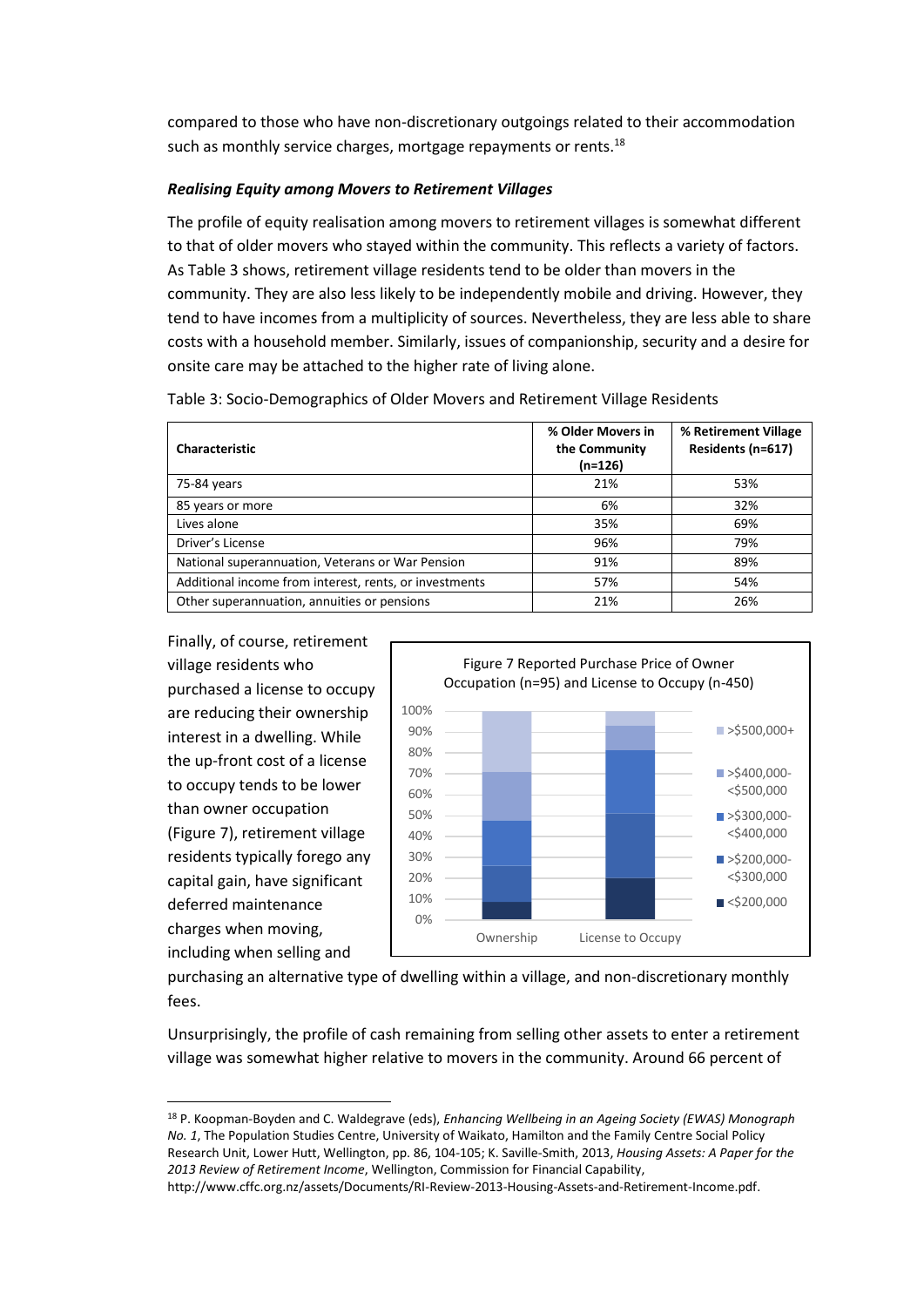compared to those who have non-discretionary outgoings related to their accommodation such as monthly service charges, mortgage repayments or rents.[18]

### *Realising Equity among Movers to Retirement Villages*

The profile of equity realisation among movers to retirement villages is somewhat different to that of older movers who stayed within the community. This reflects a variety of factors. As Table 3 shows, retirement village residents tend to be older than movers in the community. They are also less likely to be independently mobile and driving. However, they tend to have incomes from a multiplicity of sources. Nevertheless, they are less able to share costs with a household member. Similarly, issues of companionship, security and a desire for onsite care may be attached to the higher rate of living alone.

Table 3: Socio-Demographics of Older Movers and Retirement Village Residents

| Characteristic | % Older Movers in the Community (n=126) | % Retirement Village Residents (n=617) |
|---|---|---|
| 75-84 years | 21% | 53% |
| 85 years or more | 6% | 32% |
| Lives alone | 35% | 69% |
| Driver's License | 96% | 79% |
| National superannuation, Veterans or War Pension | 91% | 89% |
| Additional income from interest, rents, or investments | 57% | 54% |
| Other superannuation, annuities or pensions | 21% | 26% |

Finally, of course, retirement village residents who purchased a license to occupy are reducing their ownership interest in a dwelling. While the up-front cost of a license to occupy tends to be lower than owner occupation (Figure 7), retirement village residents typically forego any capital gain, have significant deferred maintenance charges when moving, including when selling and purchasing an alternative type of dwelling within a village, and non-discretionary monthly fees.

Figure 7 Reported Purchase Price of Owner Occupation (n=95) and License to Occupy (n-450)

Unsurprisingly, the profile of cash remaining from selling other assets to enter a retirement village was somewhat higher relative to movers in the community. Around 66 percent of

[18] P. Koopman-Boyden and C. Waldegrave (eds), *Enhancing Wellbeing in an Ageing Society (EWAS) Monograph No. 1*, The Population Studies Centre, University of Waikato, Hamilton and the Family Centre Social Policy Research Unit, Lower Hutt, Wellington, pp. 86, 104-105; K. Saville-Smith, 2013, *Housing Assets: A Paper for the 2013 Review of Retirement Income*, Wellington, Commission for Financial Capability, http://www.cffc.org.nz/assets/Documents/RI-Review-2013-Housing-Assets-and-Retirement-Income.pdf.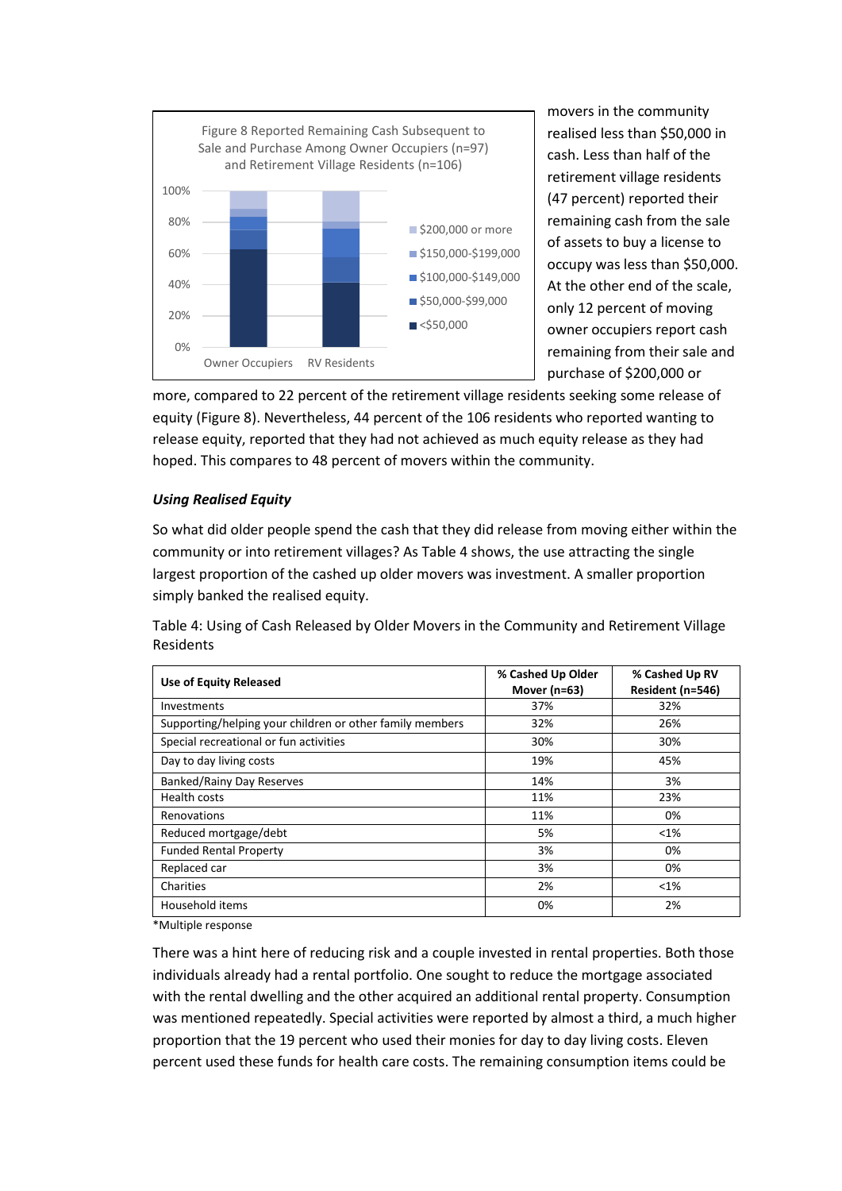Figure 8 Reported Remaining Cash Subsequent to Sale and Purchase Among Owner Occupiers (n=97) and Retirement Village Residents (n=106)

movers in the community realised less than $50,000 in cash. Less than half of the retirement village residents (47 percent) reported their remaining cash from the sale of assets to buy a license to occupy was less than $50,000. At the other end of the scale, only 12 percent of moving owner occupiers report cash remaining from their sale and purchase of $200,000 or more, compared to 22 percent of the retirement village residents seeking some release of equity (Figure 8). Nevertheless, 44 percent of the 106 residents who reported wanting to release equity, reported that they had not achieved as much equity release as they had hoped. This compares to 48 percent of movers within the community.

### *Using Realised Equity*

So what did older people spend the cash that they did release from moving either within the community or into retirement villages? As Table 4 shows, the use attracting the single largest proportion of the cashed up older movers was investment. A smaller proportion simply banked the realised equity.

Table 4: Using of Cash Released by Older Movers in the Community and Retirement Village Residents

| Use of Equity Released | % Cashed Up Older Mover (n=63) | % Cashed Up RV Resident (n=546) |
|---|---|---|
| Investments | 37% | 32% |
| Supporting/helping your children or other family members | 32% | 26% |
| Special recreational or fun activities | 30% | 30% |
| Day to day living costs | 19% | 45% |
| Banked/Rainy Day Reserves | 14% | 3% |
| Health costs | 11% | 23% |
| Renovations | 11% | 0% |
| Reduced mortgage/debt | 5% | <1% |
| Funded Rental Property | 3% | 0% |
| Replaced car | 3% | 0% |
| Charities | 2% | <1% |
| Household items | 0% | 2% |

*Multiple response

There was a hint here of reducing risk and a couple invested in rental properties. Both those individuals already had a rental portfolio. One sought to reduce the mortgage associated with the rental dwelling and the other acquired an additional rental property. Consumption was mentioned repeatedly. Special activities were reported by almost a third, a much higher proportion that the 19 percent who used their monies for day to day living costs. Eleven percent used these funds for health care costs. The remaining consumption items could be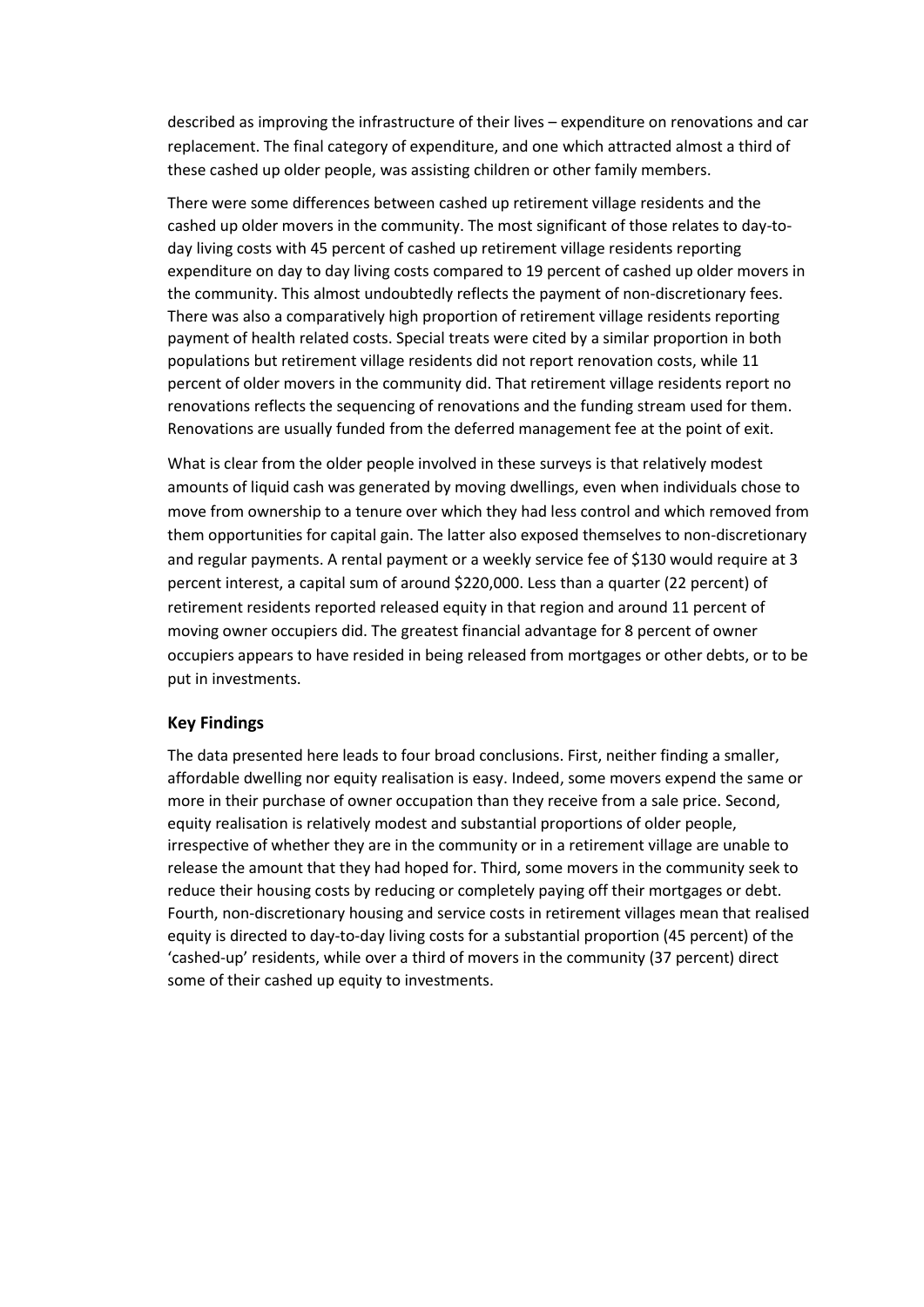described as improving the infrastructure of their lives – expenditure on renovations and car replacement. The final category of expenditure, and one which attracted almost a third of these cashed up older people, was assisting children or other family members.

There were some differences between cashed up retirement village residents and the cashed up older movers in the community. The most significant of those relates to day-to-day living costs with 45 percent of cashed up retirement village residents reporting expenditure on day to day living costs compared to 19 percent of cashed up older movers in the community. This almost undoubtedly reflects the payment of non-discretionary fees. There was also a comparatively high proportion of retirement village residents reporting payment of health related costs. Special treats were cited by a similar proportion in both populations but retirement village residents did not report renovation costs, while 11 percent of older movers in the community did. That retirement village residents report no renovations reflects the sequencing of renovations and the funding stream used for them. Renovations are usually funded from the deferred management fee at the point of exit.

What is clear from the older people involved in these surveys is that relatively modest amounts of liquid cash was generated by moving dwellings, even when individuals chose to move from ownership to a tenure over which they had less control and which removed from them opportunities for capital gain. The latter also exposed themselves to non-discretionary and regular payments. A rental payment or a weekly service fee of $130 would require at 3 percent interest, a capital sum of around $220,000. Less than a quarter (22 percent) of retirement residents reported released equity in that region and around 11 percent of moving owner occupiers did. The greatest financial advantage for 8 percent of owner occupiers appears to have resided in being released from mortgages or other debts, or to be put in investments.

### Key Findings

The data presented here leads to four broad conclusions. First, neither finding a smaller, affordable dwelling nor equity realisation is easy. Indeed, some movers expend the same or more in their purchase of owner occupation than they receive from a sale price. Second, equity realisation is relatively modest and substantial proportions of older people, irrespective of whether they are in the community or in a retirement village are unable to release the amount that they had hoped for. Third, some movers in the community seek to reduce their housing costs by reducing or completely paying off their mortgages or debt. Fourth, non-discretionary housing and service costs in retirement villages mean that realised equity is directed to day-to-day living costs for a substantial proportion (45 percent) of the 'cashed-up' residents, while over a third of movers in the community (37 percent) direct some of their cashed up equity to investments.